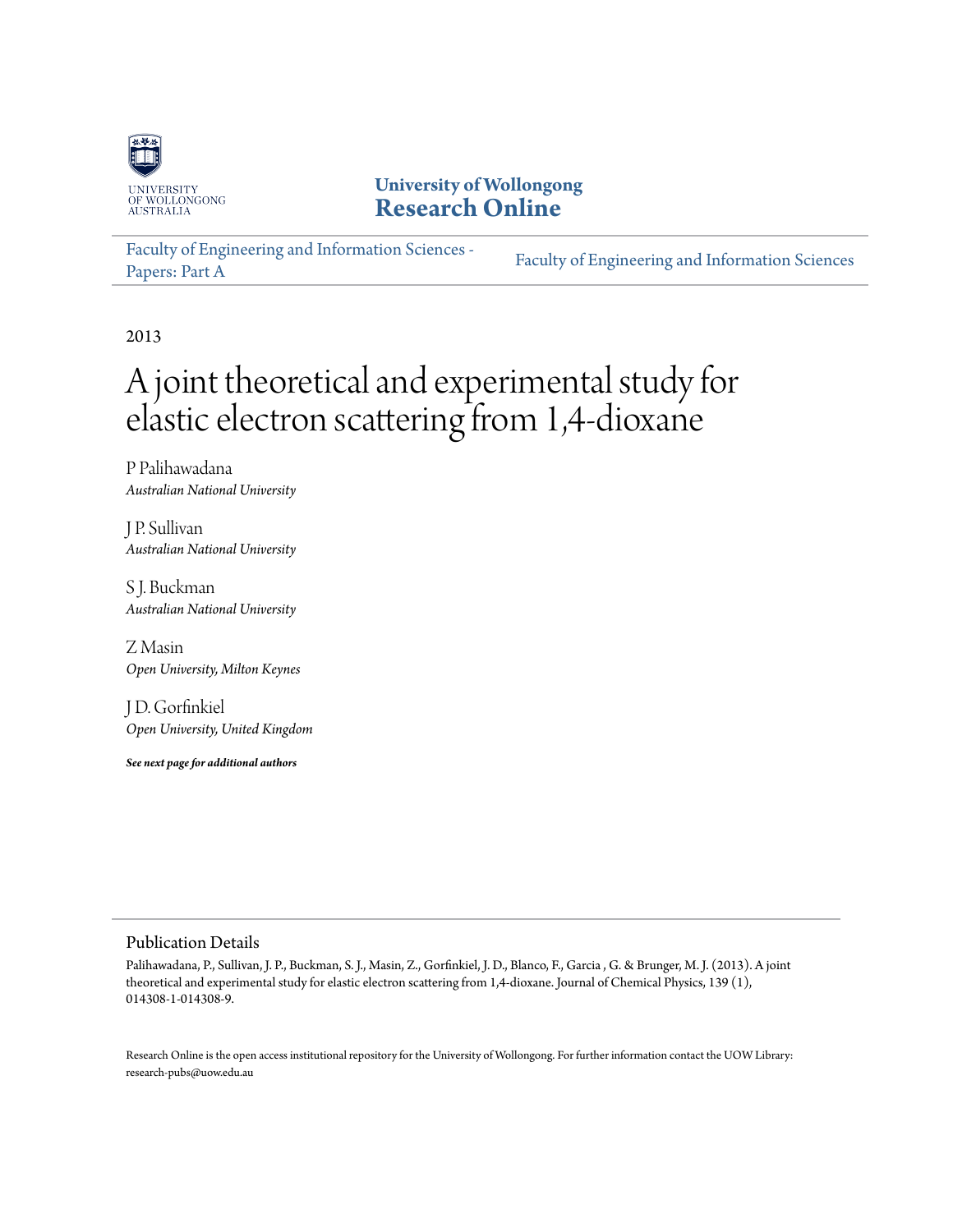University of Wollongong
**Research Online**

Faculty of Engineering and Information Sciences - Papers: Part A

Faculty of Engineering and Information Sciences

2013

# A joint theoretical and experimental study for elastic electron scattering from 1,4-dioxane

P Palihawadana
*Australian National University*

J P. Sullivan
*Australian National University*

S J. Buckman
*Australian National University*

Z Masin
*Open University, Milton Keynes*

J D. Gorfinkiel
*Open University, United Kingdom*

***See next page for additional authors***

## Publication Details

Palihawadana, P., Sullivan, J. P., Buckman, S. J., Masin, Z., Gorfinkiel, J. D., Blanco, F., Garcia , G. & Brunger, M. J. (2013). A joint theoretical and experimental study for elastic electron scattering from 1,4-dioxane. Journal of Chemical Physics, 139 (1), 014308-1-014308-9.

Research Online is the open access institutional repository for the University of Wollongong. For further information contact the UOW Library: research-pubs@uow.edu.au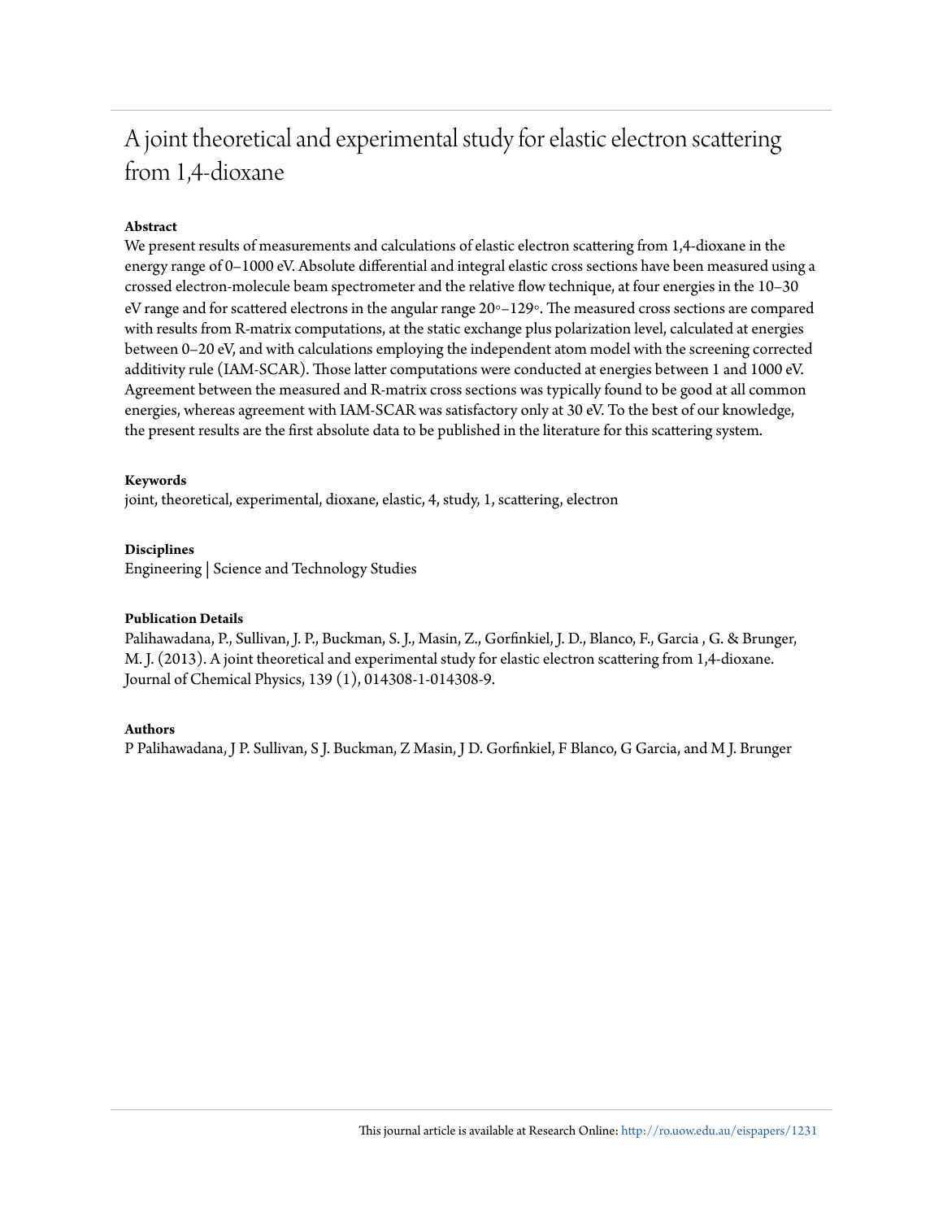# A joint theoretical and experimental study for elastic electron scattering from 1,4-dioxane

**Abstract**

We present results of measurements and calculations of elastic electron scattering from 1,4-dioxane in the energy range of 0–1000 eV. Absolute differential and integral elastic cross sections have been measured using a crossed electron-molecule beam spectrometer and the relative flow technique, at four energies in the 10–30 eV range and for scattered electrons in the angular range 20◦–129◦. The measured cross sections are compared with results from R-matrix computations, at the static exchange plus polarization level, calculated at energies between 0–20 eV, and with calculations employing the independent atom model with the screening corrected additivity rule (IAM-SCAR). Those latter computations were conducted at energies between 1 and 1000 eV. Agreement between the measured and R-matrix cross sections was typically found to be good at all common energies, whereas agreement with IAM-SCAR was satisfactory only at 30 eV. To the best of our knowledge, the present results are the first absolute data to be published in the literature for this scattering system.

**Keywords**

joint, theoretical, experimental, dioxane, elastic, 4, study, 1, scattering, electron

**Disciplines**

Engineering | Science and Technology Studies

**Publication Details**

Palihawadana, P., Sullivan, J. P., Buckman, S. J., Masin, Z., Gorfinkiel, J. D., Blanco, F., Garcia , G. & Brunger, M. J. (2013). A joint theoretical and experimental study for elastic electron scattering from 1,4-dioxane. Journal of Chemical Physics, 139 (1), 014308-1-014308-9.

**Authors**

P Palihawadana, J P. Sullivan, S J. Buckman, Z Masin, J D. Gorfinkiel, F Blanco, G Garcia, and M J. Brunger

This journal article is available at Research Online: http://ro.uow.edu.au/eispapers/1231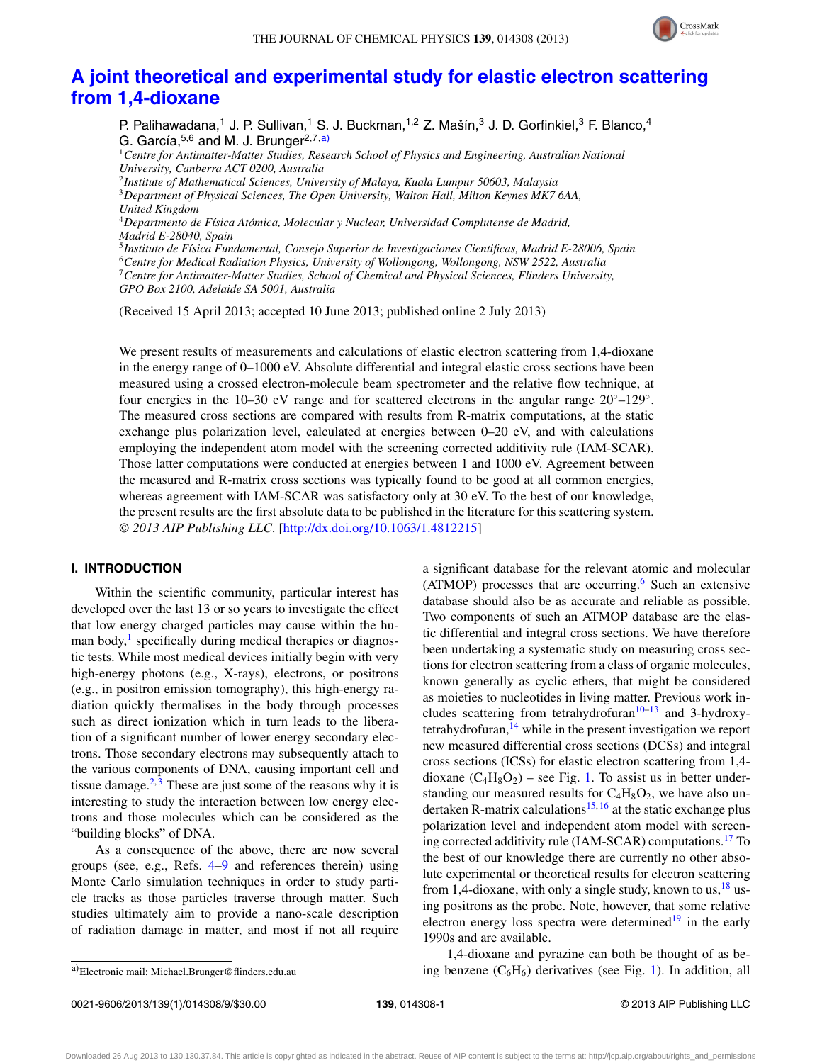# A joint theoretical and experimental study for elastic electron scattering from 1,4-dioxane

P. Palihawadana,[1] J. P. Sullivan,[1] S. J. Buckman,[1,2] Z. Mašín,[3] J. D. Gorfinkiel,[3] F. Blanco,[4] G. García,[5,6] and M. J. Brunger[2,7,a)]

[1]*Centre for Antimatter-Matter Studies, Research School of Physics and Engineering, Australian National University, Canberra ACT 0200, Australia*
[2]*Institute of Mathematical Sciences, University of Malaya, Kuala Lumpur 50603, Malaysia*
[3]*Department of Physical Sciences, The Open University, Walton Hall, Milton Keynes MK7 6AA, United Kingdom*
[4]*Departmento de Física Atómica, Molecular y Nuclear, Universidad Complutense de Madrid, Madrid E-28040, Spain*
[5]*Instituto de Física Fundamental, Consejo Superior de Investigaciones Cientificas, Madrid E-28006, Spain*
[6]*Centre for Medical Radiation Physics, University of Wollongong, Wollongong, NSW 2522, Australia*
[7]*Centre for Antimatter-Matter Studies, School of Chemical and Physical Sciences, Flinders University, GPO Box 2100, Adelaide SA 5001, Australia*

(Received 15 April 2013; accepted 10 June 2013; published online 2 July 2013)

We present results of measurements and calculations of elastic electron scattering from 1,4-dioxane in the energy range of 0–1000 eV. Absolute differential and integral elastic cross sections have been measured using a crossed electron-molecule beam spectrometer and the relative flow technique, at four energies in the 10–30 eV range and for scattered electrons in the angular range 20°–129°. The measured cross sections are compared with results from R-matrix computations, at the static exchange plus polarization level, calculated at energies between 0–20 eV, and with calculations employing the independent atom model with the screening corrected additivity rule (IAM-SCAR). Those latter computations were conducted at energies between 1 and 1000 eV. Agreement between the measured and R-matrix cross sections was typically found to be good at all common energies, whereas agreement with IAM-SCAR was satisfactory only at 30 eV. To the best of our knowledge, the present results are the first absolute data to be published in the literature for this scattering system. *© 2013 AIP Publishing LLC*. [http://dx.doi.org/10.1063/1.4812215]

## I. INTRODUCTION

Within the scientific community, particular interest has developed over the last 13 or so years to investigate the effect that low energy charged particles may cause within the human body,[1] specifically during medical therapies or diagnostic tests. While most medical devices initially begin with very high-energy photons (e.g., X-rays), electrons, or positrons (e.g., in positron emission tomography), this high-energy radiation quickly thermalises in the body through processes such as direct ionization which in turn leads to the liberation of a significant number of lower energy secondary electrons. Those secondary electrons may subsequently attach to the various components of DNA, causing important cell and tissue damage.[2,3] These are just some of the reasons why it is interesting to study the interaction between low energy electrons and those molecules which can be considered as the "building blocks" of DNA.

As a consequence of the above, there are now several groups (see, e.g., Refs. 4–9 and references therein) using Monte Carlo simulation techniques in order to study particle tracks as those particles traverse through matter. Such studies ultimately aim to provide a nano-scale description of radiation damage in matter, and most if not all require a significant database for the relevant atomic and molecular (ATMOP) processes that are occurring.[6] Such an extensive database should also be as accurate and reliable as possible. Two components of such an ATMOP database are the elastic differential and integral cross sections. We have therefore been undertaking a systematic study on measuring cross sections for electron scattering from a class of organic molecules, known generally as cyclic ethers, that might be considered as moieties to nucleotides in living matter. Previous work includes scattering from tetrahydrofuran[10–13] and 3-hydroxy-tetrahydrofuran,[14] while in the present investigation we report new measured differential cross sections (DCSs) and integral cross sections (ICSs) for elastic electron scattering from 1,4-dioxane ($C_4H_8O_2$) – see Fig. 1. To assist us in better understanding our measured results for $C_4H_8O_2$, we have also undertaken R-matrix calculations[15,16] at the static exchange plus polarization level and independent atom model with screening corrected additivity rule (IAM-SCAR) computations.[17] To the best of our knowledge there are currently no other absolute experimental or theoretical results for electron scattering from 1,4-dioxane, with only a single study, known to us,[18] using positrons as the probe. Note, however, that some relative electron energy loss spectra were determined[19] in the early 1990s and are available.

1,4-dioxane and pyrazine can both be thought of as being benzene ($C_6H_6$) derivatives (see Fig. 1). In addition, all

a)Electronic mail: Michael.Brunger@flinders.edu.au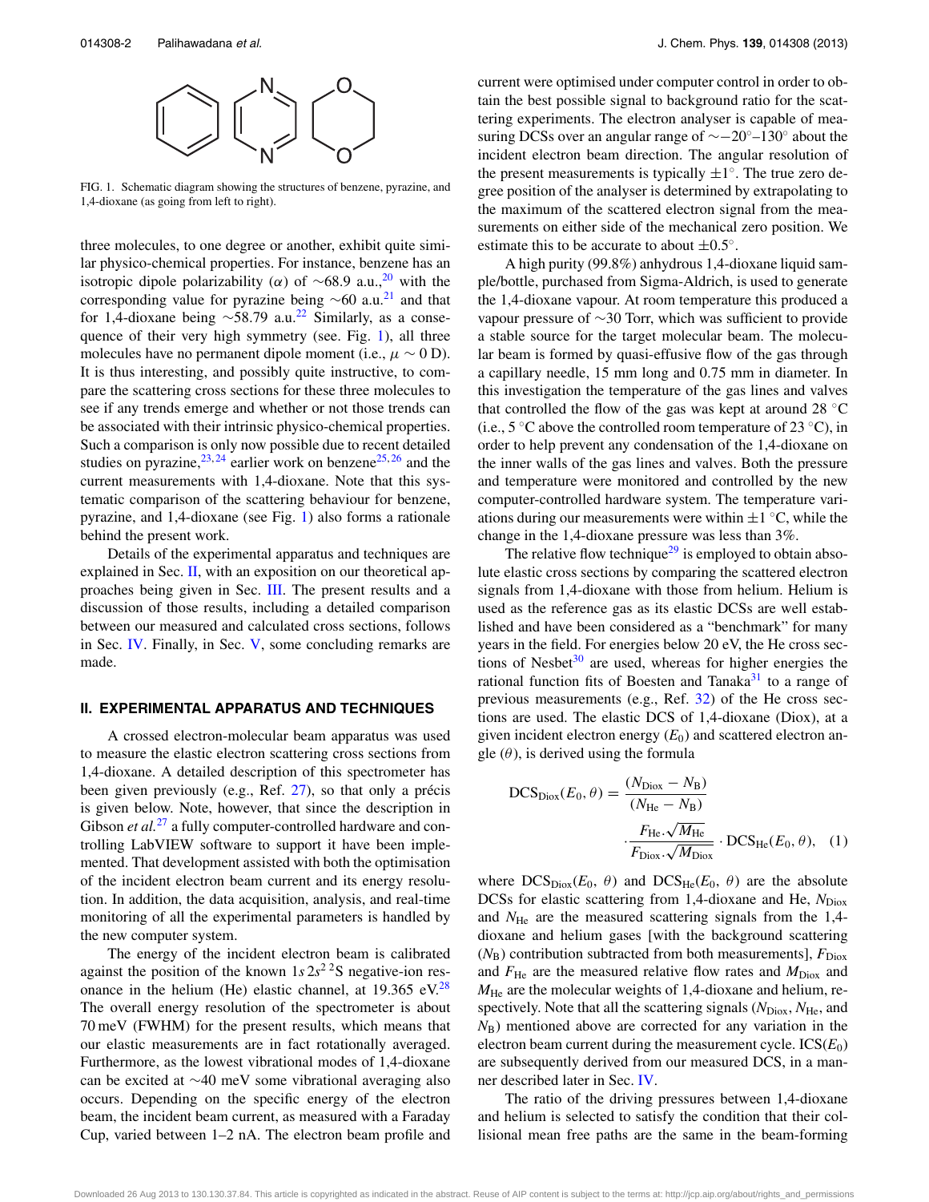FIG. 1. Schematic diagram showing the structures of benzene, pyrazine, and 1,4-dioxane (as going from left to right).

three molecules, to one degree or another, exhibit quite similar physico-chemical properties. For instance, benzene has an isotropic dipole polarizability ($\alpha$) of $\sim$68.9 a.u.,[20] with the corresponding value for pyrazine being $\sim$60 a.u.[21] and that for 1,4-dioxane being $\sim$58.79 a.u.[22] Similarly, as a consequence of their very high symmetry (see Fig. 1), all three molecules have no permanent dipole moment (i.e., $\mu \sim 0$ D). It is thus interesting, and possibly quite instructive, to compare the scattering cross sections for these three molecules to see if any trends emerge and whether or not those trends can be associated with their intrinsic physico-chemical properties. Such a comparison is only now possible due to recent detailed studies on pyrazine,[23,24] earlier work on benzene[25,26] and the current measurements with 1,4-dioxane. Note that this systematic comparison of the scattering behaviour for benzene, pyrazine, and 1,4-dioxane (see Fig. 1) also forms a rationale behind the present work.

Details of the experimental apparatus and techniques are explained in Sec. II, with an exposition on our theoretical approaches being given in Sec. III. The present results and a discussion of those results, including a detailed comparison between our measured and calculated cross sections, follows in Sec. IV. Finally, in Sec. V, some concluding remarks are made.

## II. EXPERIMENTAL APPARATUS AND TECHNIQUES

A crossed electron-molecular beam apparatus was used to measure the elastic electron scattering cross sections from 1,4-dioxane. A detailed description of this spectrometer has been given previously (e.g., Ref. 27), so that only a précis is given below. Note, however, that since the description in Gibson *et al.*[27] a fully computer-controlled hardware and controlling LabVIEW software to support it have been implemented. That development assisted with both the optimisation of the incident electron beam current and its energy resolution. In addition, the data acquisition, analysis, and real-time monitoring of all the experimental parameters is handled by the new computer system.

The energy of the incident electron beam is calibrated against the position of the known $1s\,2s^2\,{}^2$S negative-ion resonance in the helium (He) elastic channel, at 19.365 eV.[28] The overall energy resolution of the spectrometer is about 70 meV (FWHM) for the present results, which means that our elastic measurements are in fact rotationally averaged. Furthermore, as the lowest vibrational modes of 1,4-dioxane can be excited at $\sim$40 meV some vibrational averaging also occurs. Depending on the specific energy of the electron beam, the incident beam current, as measured with a Faraday Cup, varied between 1–2 nA. The electron beam profile and current were optimised under computer control in order to obtain the best possible signal to background ratio for the scattering experiments. The electron analyser is capable of measuring DCSs over an angular range of $\sim -20°$–$130°$ about the incident electron beam direction. The angular resolution of the present measurements is typically $\pm 1°$. The true zero degree position of the analyser is determined by extrapolating to the maximum of the scattered electron signal from the measurements on either side of the mechanical zero position. We estimate this to be accurate to about $\pm 0.5°$.

A high purity (99.8%) anhydrous 1,4-dioxane liquid sample/bottle, purchased from Sigma-Aldrich, is used to generate the 1,4-dioxane vapour. At room temperature this produced a vapour pressure of $\sim$30 Torr, which was sufficient to provide a stable source for the target molecular beam. The molecular beam is formed by quasi-effusive flow of the gas through a capillary needle, 15 mm long and 0.75 mm in diameter. In this investigation the temperature of the gas lines and valves that controlled the flow of the gas was kept at around 28 °C (i.e., 5 °C above the controlled room temperature of 23 °C), in order to help prevent any condensation of the 1,4-dioxane on the inner walls of the gas lines and valves. Both the pressure and temperature were monitored and controlled by the new computer-controlled hardware system. The temperature variations during our measurements were within $\pm 1$ °C, while the change in the 1,4-dioxane pressure was less than 3%.

The relative flow technique[29] is employed to obtain absolute elastic cross sections by comparing the scattered electron signals from 1,4-dioxane with those from helium. Helium is used as the reference gas as its elastic DCSs are well established and have been considered as a "benchmark" for many years in the field. For energies below 20 eV, the He cross sections of Nesbet[30] are used, whereas for higher energies the rational function fits of Boesten and Tanaka[31] to a range of previous measurements (e.g., Ref. 32) of the He cross sections are used. The elastic DCS of 1,4-dioxane (Diox), at a given incident electron energy ($E_0$) and scattered electron angle ($\theta$), is derived using the formula

$$\mathrm{DCS_{Diox}}(E_0, \theta) = \frac{(N_{\mathrm{Diox}} - N_{\mathrm{B}})}{(N_{\mathrm{He}} - N_{\mathrm{B}})} \cdot \frac{F_{\mathrm{He}} \cdot \sqrt{M_{\mathrm{He}}}}{F_{\mathrm{Diox}} \cdot \sqrt{M_{\mathrm{Diox}}}} \cdot \mathrm{DCS_{He}}(E_0, \theta), \quad (1)$$

where $\mathrm{DCS_{Diox}}(E_0, \theta)$ and $\mathrm{DCS_{He}}(E_0, \theta)$ are the absolute DCSs for elastic scattering from 1,4-dioxane and He, $N_{\mathrm{Diox}}$ and $N_{\mathrm{He}}$ are the measured scattering signals from the 1,4-dioxane and helium gases [with the background scattering ($N_{\mathrm{B}}$) contribution subtracted from both measurements], $F_{\mathrm{Diox}}$ and $F_{\mathrm{He}}$ are the measured relative flow rates and $M_{\mathrm{Diox}}$ and $M_{\mathrm{He}}$ are the molecular weights of 1,4-dioxane and helium, respectively. Note that all the scattering signals ($N_{\mathrm{Diox}}$, $N_{\mathrm{He}}$, and $N_{\mathrm{B}}$) mentioned above are corrected for any variation in the electron beam current during the measurement cycle. $\mathrm{ICS}(E_0)$ are subsequently derived from our measured DCS, in a manner described later in Sec. IV.

The ratio of the driving pressures between 1,4-dioxane and helium is selected to satisfy the condition that their collisional mean free paths are the same in the beam-forming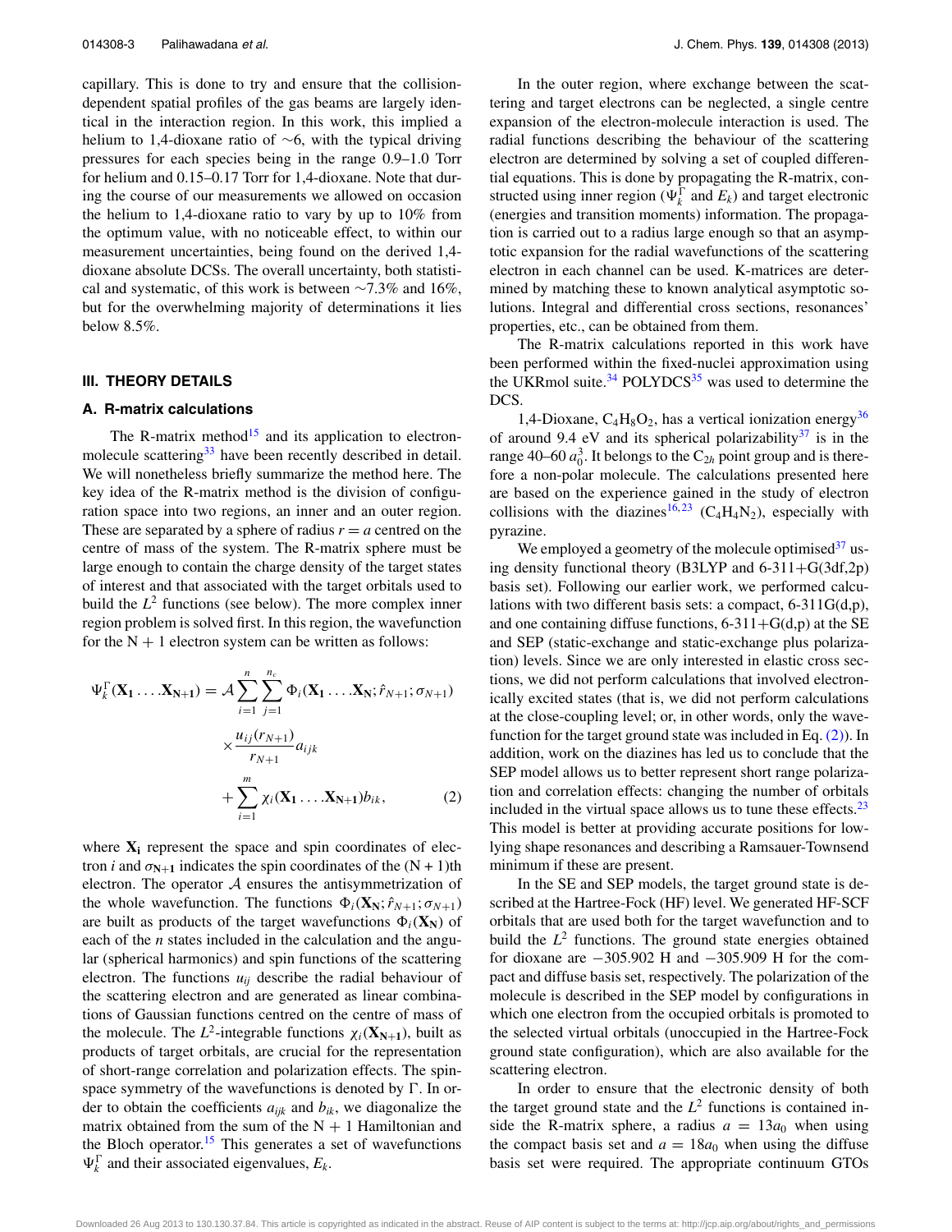capillary. This is done to try and ensure that the collision-dependent spatial profiles of the gas beams are largely identical in the interaction region. In this work, this implied a helium to 1,4-dioxane ratio of ∼6, with the typical driving pressures for each species being in the range 0.9–1.0 Torr for helium and 0.15–0.17 Torr for 1,4-dioxane. Note that during the course of our measurements we allowed on occasion the helium to 1,4-dioxane ratio to vary by up to 10% from the optimum value, with no noticeable effect, to within our measurement uncertainties, being found on the derived 1,4-dioxane absolute DCSs. The overall uncertainty, both statistical and systematic, of this work is between ∼7.3% and 16%, but for the overwhelming majority of determinations it lies below 8.5%.

## III. THEORY DETAILS

### A. R-matrix calculations

The R-matrix method[15] and its application to electron-molecule scattering[33] have been recently described in detail. We will nonetheless briefly summarize the method here. The key idea of the R-matrix method is the division of configuration space into two regions, an inner and an outer region. These are separated by a sphere of radius $r = a$ centred on the centre of mass of the system. The R-matrix sphere must be large enough to contain the charge density of the target states of interest and that associated with the target orbitals used to build the $L^2$ functions (see below). The more complex inner region problem is solved first. In this region, the wavefunction for the N + 1 electron system can be written as follows:

$$\Psi_k^{\Gamma}(\mathbf{X_1}\ldots\mathbf{X_{N+1}}) = \mathcal{A}\sum_{i=1}^{n}\sum_{j=1}^{n_c}\Phi_i(\mathbf{X_1}\ldots\mathbf{X_N};\hat{r}_{N+1};\sigma_{N+1}) \times \frac{u_{ij}(r_{N+1})}{r_{N+1}}a_{ijk} + \sum_{i=1}^{m}\chi_i(\mathbf{X_1}\ldots\mathbf{X_{N+1}})b_{ik}, \tag{2}$$

where $\mathbf{X_i}$ represent the space and spin coordinates of electron $i$ and $\sigma_{\mathbf{N+1}}$ indicates the spin coordinates of the (N + 1)th electron. The operator $\mathcal{A}$ ensures the antisymmetrization of the whole wavefunction. The functions $\Phi_i(\mathbf{X_N};\hat{r}_{N+1};\sigma_{N+1})$ are built as products of the target wavefunctions $\Phi_i(\mathbf{X_N})$ of each of the $n$ states included in the calculation and the angular (spherical harmonics) and spin functions of the scattering electron. The functions $u_{ij}$ describe the radial behaviour of the scattering electron and are generated as linear combinations of Gaussian functions centred on the centre of mass of the molecule. The $L^2$-integrable functions $\chi_i(\mathbf{X_{N+1}})$, built as products of target orbitals, are crucial for the representation of short-range correlation and polarization effects. The spin-space symmetry of the wavefunctions is denoted by Γ. In order to obtain the coefficients $a_{ijk}$ and $b_{ik}$, we diagonalize the matrix obtained from the sum of the N + 1 Hamiltonian and the Bloch operator.[15] This generates a set of wavefunctions $\Psi_k^{\Gamma}$ and their associated eigenvalues, $E_k$.

In the outer region, where exchange between the scattering and target electrons can be neglected, a single centre expansion of the electron-molecule interaction is used. The radial functions describing the behaviour of the scattering electron are determined by solving a set of coupled differential equations. This is done by propagating the R-matrix, constructed using inner region ($\Psi_k^{\Gamma}$ and $E_k$) and target electronic (energies and transition moments) information. The propagation is carried out to a radius large enough so that an asymptotic expansion for the radial wavefunctions of the scattering electron in each channel can be used. K-matrices are determined by matching these to known analytical asymptotic solutions. Integral and differential cross sections, resonances' properties, etc., can be obtained from them.

The R-matrix calculations reported in this work have been performed within the fixed-nuclei approximation using the UKRmol suite.[34] POLYDCS[35] was used to determine the DCS.

1,4-Dioxane, $C_4H_8O_2$, has a vertical ionization energy[36] of around 9.4 eV and its spherical polarizability[37] is in the range 40–60 $a_0^3$. It belongs to the $C_{2h}$ point group and is therefore a non-polar molecule. The calculations presented here are based on the experience gained in the study of electron collisions with the diazines[16,23] ($C_4H_4N_2$), especially with pyrazine.

We employed a geometry of the molecule optimised[37] using density functional theory (B3LYP and 6-311+G(3df,2p) basis set). Following our earlier work, we performed calculations with two different basis sets: a compact, 6-311G(d,p), and one containing diffuse functions, 6-311+G(d,p) at the SE and SEP (static-exchange and static-exchange plus polarization) levels. Since we are only interested in elastic cross sections, we did not perform calculations that involved electronically excited states (that is, we did not perform calculations at the close-coupling level; or, in other words, only the wavefunction for the target ground state was included in Eq. (2)). In addition, work on the diazines has led us to conclude that the SEP model allows us to better represent short range polarization and correlation effects: changing the number of orbitals included in the virtual space allows us to tune these effects.[23] This model is better at providing accurate positions for low-lying shape resonances and describing a Ramsauer-Townsend minimum if these are present.

In the SE and SEP models, the target ground state is described at the Hartree-Fock (HF) level. We generated HF-SCF orbitals that are used both for the target wavefunction and to build the $L^2$ functions. The ground state energies obtained for dioxane are −305.902 H and −305.909 H for the compact and diffuse basis set, respectively. The polarization of the molecule is described in the SEP model by configurations in which one electron from the occupied orbitals is promoted to the selected virtual orbitals (unoccupied in the Hartree-Fock ground state configuration), which are also available for the scattering electron.

In order to ensure that the electronic density of both the target ground state and the $L^2$ functions is contained inside the R-matrix sphere, a radius $a = 13a_0$ when using the compact basis set and $a = 18a_0$ when using the diffuse basis set were required. The appropriate continuum GTOs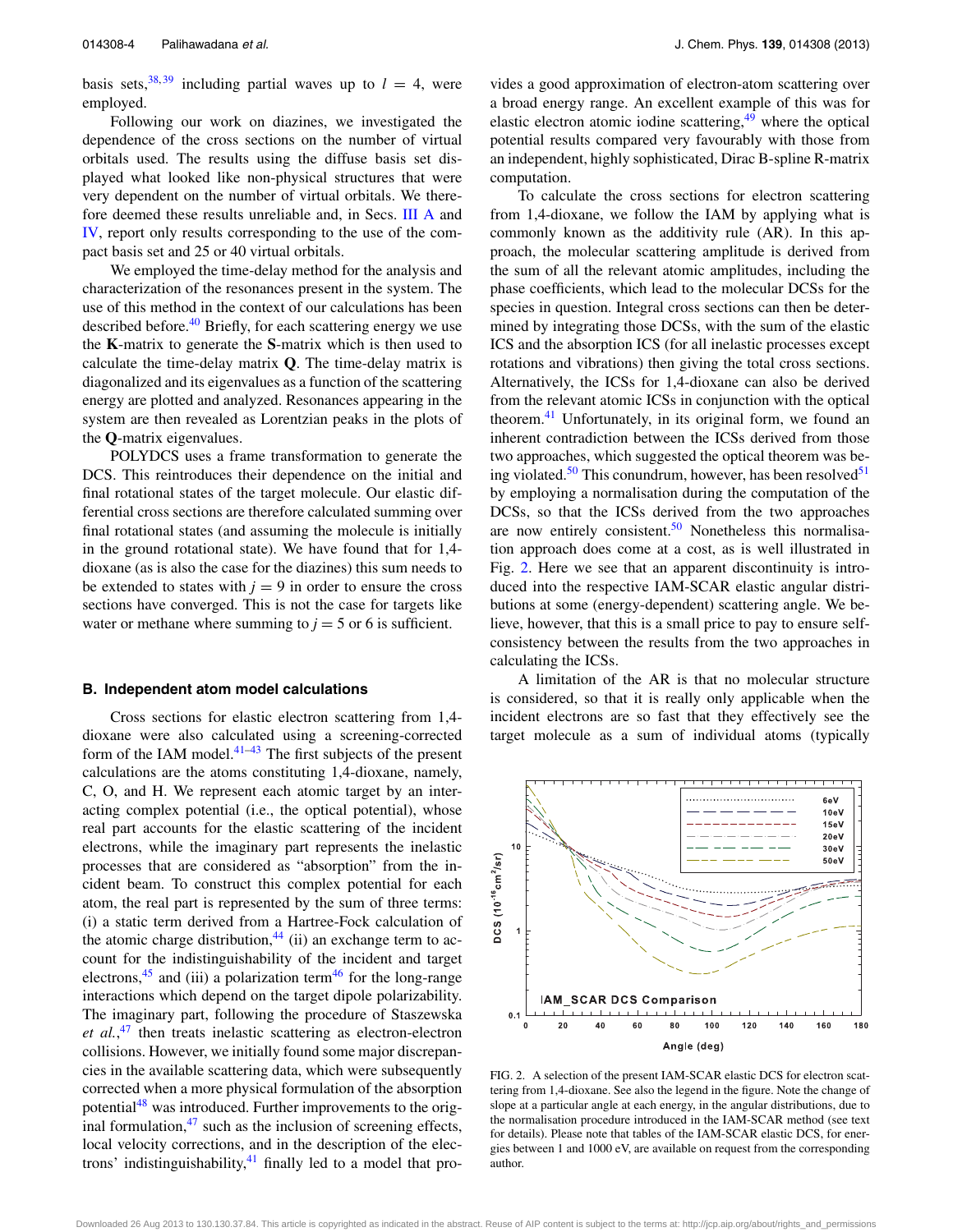basis sets,[38,39] including partial waves up to $l = 4$, were employed.

Following our work on diazines, we investigated the dependence of the cross sections on the number of virtual orbitals used. The results using the diffuse basis set displayed what looked like non-physical structures that were very dependent on the number of virtual orbitals. We therefore deemed these results unreliable and, in Secs. III A and IV, report only results corresponding to the use of the compact basis set and 25 or 40 virtual orbitals.

We employed the time-delay method for the analysis and characterization of the resonances present in the system. The use of this method in the context of our calculations has been described before.[40] Briefly, for each scattering energy we use the **K**-matrix to generate the **S**-matrix which is then used to calculate the time-delay matrix **Q**. The time-delay matrix is diagonalized and its eigenvalues as a function of the scattering energy are plotted and analyzed. Resonances appearing in the system are then revealed as Lorentzian peaks in the plots of the **Q**-matrix eigenvalues.

POLYDCS uses a frame transformation to generate the DCS. This reintroduces their dependence on the initial and final rotational states of the target molecule. Our elastic differential cross sections are therefore calculated summing over final rotational states (and assuming the molecule is initially in the ground rotational state). We have found that for 1,4-dioxane (as is also the case for the diazines) this sum needs to be extended to states with $j = 9$ in order to ensure the cross sections have converged. This is not the case for targets like water or methane where summing to $j = 5$ or 6 is sufficient.

### B. Independent atom model calculations

Cross sections for elastic electron scattering from 1,4-dioxane were also calculated using a screening-corrected form of the IAM model.[41–43] The first subjects of the present calculations are the atoms constituting 1,4-dioxane, namely, C, O, and H. We represent each atomic target by an interacting complex potential (i.e., the optical potential), whose real part accounts for the elastic scattering of the incident electrons, while the imaginary part represents the inelastic processes that are considered as "absorption" from the incident beam. To construct this complex potential for each atom, the real part is represented by the sum of three terms: (i) a static term derived from a Hartree-Fock calculation of the atomic charge distribution,[44] (ii) an exchange term to account for the indistinguishability of the incident and target electrons,[45] and (iii) a polarization term[46] for the long-range interactions which depend on the target dipole polarizability. The imaginary part, following the procedure of Staszewska *et al.*,[47] then treats inelastic scattering as electron-electron collisions. However, we initially found some major discrepancies in the available scattering data, which were subsequently corrected when a more physical formulation of the absorption potential[48] was introduced. Further improvements to the original formulation,[47] such as the inclusion of screening effects, local velocity corrections, and in the description of the electrons' indistinguishability,[41] finally led to a model that provides a good approximation of electron-atom scattering over a broad energy range. An excellent example of this was for elastic electron atomic iodine scattering,[49] where the optical potential results compared very favourably with those from an independent, highly sophisticated, Dirac B-spline R-matrix computation.

To calculate the cross sections for electron scattering from 1,4-dioxane, we follow the IAM by applying what is commonly known as the additivity rule (AR). In this approach, the molecular scattering amplitude is derived from the sum of all the relevant atomic amplitudes, including the phase coefficients, which lead to the molecular DCSs for the species in question. Integral cross sections can then be determined by integrating those DCSs, with the sum of the elastic ICS and the absorption ICS (for all inelastic processes except rotations and vibrations) then giving the total cross sections. Alternatively, the ICSs for 1,4-dioxane can also be derived from the relevant atomic ICSs in conjunction with the optical theorem.[41] Unfortunately, in its original form, we found an inherent contradiction between the ICSs derived from those two approaches, which suggested the optical theorem was being violated.[50] This conundrum, however, has been resolved[51] by employing a normalisation during the computation of the DCSs, so that the ICSs derived from the two approaches are now entirely consistent.[50] Nonetheless this normalisation approach does come at a cost, as is well illustrated in Fig. 2. Here we see that an apparent discontinuity is introduced into the respective IAM-SCAR elastic angular distributions at some (energy-dependent) scattering angle. We believe, however, that this is a small price to pay to ensure self-consistency between the results from the two approaches in calculating the ICSs.

A limitation of the AR is that no molecular structure is considered, so that it is really only applicable when the incident electrons are so fast that they effectively see the target molecule as a sum of individual atoms (typically

FIG. 2. A selection of the present IAM-SCAR elastic DCS for electron scattering from 1,4-dioxane. See also the legend in the figure. Note the change of slope at a particular angle at each energy, in the angular distributions, due to the normalisation procedure introduced in the IAM-SCAR method (see text for details). Please note that tables of the IAM-SCAR elastic DCS, for energies between 1 and 1000 eV, are available on request from the corresponding author.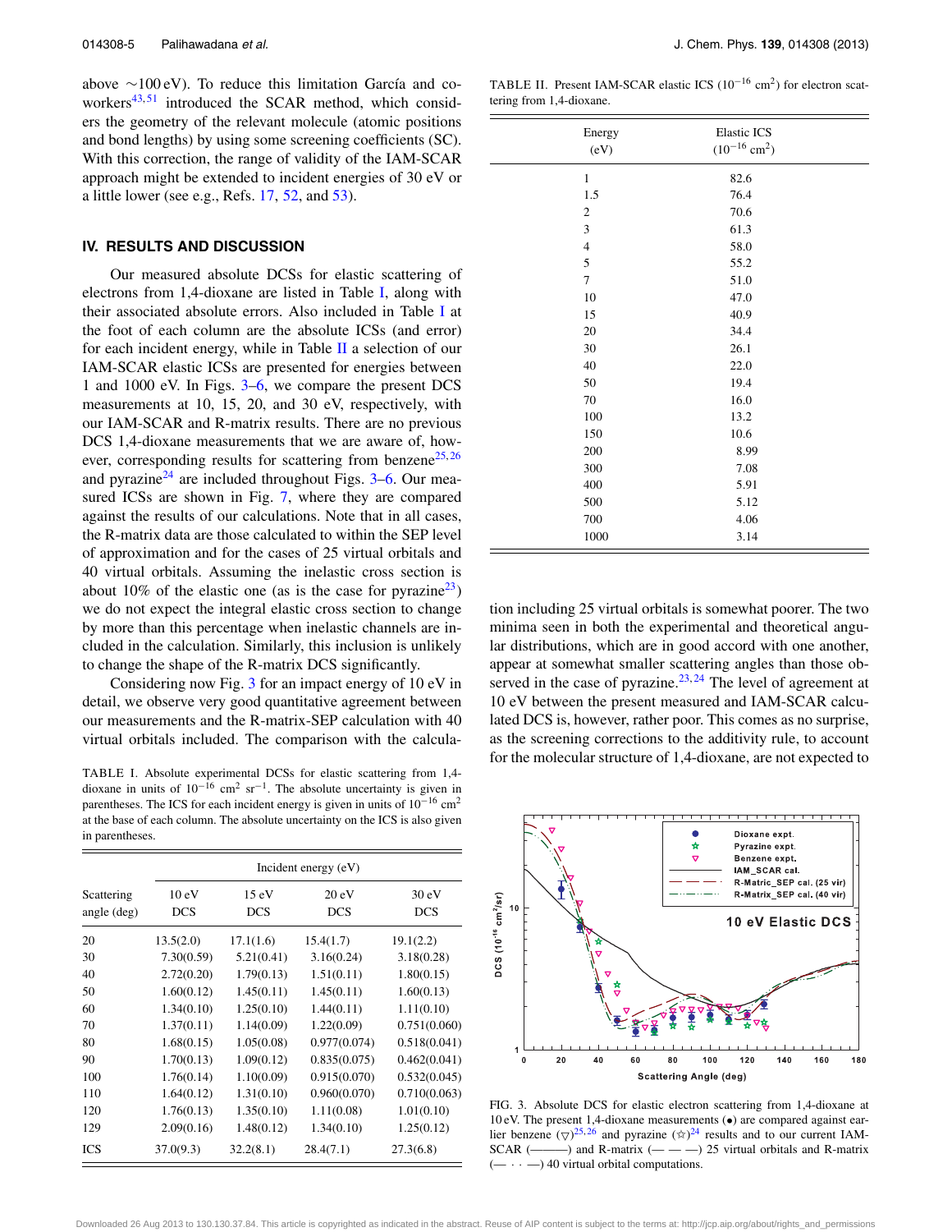above ~100 eV). To reduce this limitation García and coworkers[43,51] introduced the SCAR method, which considers the geometry of the relevant molecule (atomic positions and bond lengths) by using some screening coefficients (SC). With this correction, the range of validity of the IAM-SCAR approach might be extended to incident energies of 30 eV or a little lower (see e.g., Refs. 17, 52, and 53).

## IV. RESULTS AND DISCUSSION

Our measured absolute DCSs for elastic scattering of electrons from 1,4-dioxane are listed in Table I, along with their associated absolute errors. Also included in Table I at the foot of each column are the absolute ICSs (and error) for each incident energy, while in Table II a selection of our IAM-SCAR elastic ICSs are presented for energies between 1 and 1000 eV. In Figs. 3–6, we compare the present DCS measurements at 10, 15, 20, and 30 eV, respectively, with our IAM-SCAR and R-matrix results. There are no previous DCS 1,4-dioxane measurements that we are aware of, however, corresponding results for scattering from benzene[25,26] and pyrazine[24] are included throughout Figs. 3–6. Our measured ICSs are shown in Fig. 7, where they are compared against the results of our calculations. Note that in all cases, the R-matrix data are those calculated to within the SEP level of approximation and for the cases of 25 virtual orbitals and 40 virtual orbitals. Assuming the inelastic cross section is about 10% of the elastic one (as is the case for pyrazine[23]) we do not expect the integral elastic cross section to change by more than this percentage when inelastic channels are included in the calculation. Similarly, this inclusion is unlikely to change the shape of the R-matrix DCS significantly.

Considering now Fig. 3 for an impact energy of 10 eV in detail, we observe very good quantitative agreement between our measurements and the R-matrix-SEP calculation with 40 virtual orbitals included. The comparison with the calculation including 25 virtual orbitals is somewhat poorer. The two minima seen in both the experimental and theoretical angular distributions, which are in good accord with one another, appear at somewhat smaller scattering angles than those observed in the case of pyrazine.[23,24] The level of agreement at 10 eV between the present measured and IAM-SCAR calculated DCS is, however, rather poor. This comes as no surprise, as the screening corrections to the additivity rule, to account for the molecular structure of 1,4-dioxane, are not expected to

TABLE I. Absolute experimental DCSs for elastic scattering from 1,4-dioxane in units of $10^{-16}$ cm$^2$ sr$^{-1}$. The absolute uncertainty is given in parentheses. The ICS for each incident energy is given in units of $10^{-16}$ cm$^2$ at the base of each column. The absolute uncertainty on the ICS is also given in parentheses.

| | Incident energy (eV) | | | |
|---|---|---|---|---|
| Scattering angle (deg) | 10 eV DCS | 15 eV DCS | 20 eV DCS | 30 eV DCS |
| 20 | 13.5(2.0) | 17.1(1.6) | 15.4(1.7) | 19.1(2.2) |
| 30 | 7.30(0.59) | 5.21(0.41) | 3.16(0.24) | 3.18(0.28) |
| 40 | 2.72(0.20) | 1.79(0.13) | 1.51(0.11) | 1.80(0.15) |
| 50 | 1.60(0.12) | 1.45(0.11) | 1.45(0.11) | 1.60(0.13) |
| 60 | 1.34(0.10) | 1.25(0.10) | 1.44(0.11) | 1.11(0.10) |
| 70 | 1.37(0.11) | 1.14(0.09) | 1.22(0.09) | 0.751(0.060) |
| 80 | 1.68(0.15) | 1.05(0.08) | 0.977(0.074) | 0.518(0.041) |
| 90 | 1.70(0.13) | 1.09(0.12) | 0.835(0.075) | 0.462(0.041) |
| 100 | 1.76(0.14) | 1.10(0.09) | 0.915(0.070) | 0.532(0.045) |
| 110 | 1.64(0.12) | 1.31(0.10) | 0.960(0.070) | 0.710(0.063) |
| 120 | 1.76(0.13) | 1.35(0.10) | 1.11(0.08) | 1.01(0.10) |
| 129 | 2.09(0.16) | 1.48(0.12) | 1.34(0.10) | 1.25(0.12) |
| ICS | 37.0(9.3) | 32.2(8.1) | 28.4(7.1) | 27.3(6.8) |

TABLE II. Present IAM-SCAR elastic ICS ($10^{-16}$ cm$^2$) for electron scattering from 1,4-dioxane.

| Energy (eV) | Elastic ICS ($10^{-16}$ cm$^2$) |
|---|---|
| 1 | 82.6 |
| 1.5 | 76.4 |
| 2 | 70.6 |
| 3 | 61.3 |
| 4 | 58.0 |
| 5 | 55.2 |
| 7 | 51.0 |
| 10 | 47.0 |
| 15 | 40.9 |
| 20 | 34.4 |
| 30 | 26.1 |
| 40 | 22.0 |
| 50 | 19.4 |
| 70 | 16.0 |
| 100 | 13.2 |
| 150 | 10.6 |
| 200 | 8.99 |
| 300 | 7.08 |
| 400 | 5.91 |
| 500 | 5.12 |
| 700 | 4.06 |
| 1000 | 3.14 |

FIG. 3. Absolute DCS for elastic electron scattering from 1,4-dioxane at 10 eV. The present 1,4-dioxane measurements (•) are compared against earlier benzene (▽)[25,26] and pyrazine (☆)[24] results and to our current IAM-SCAR (———) and R-matrix (— — —) 25 virtual orbitals and R-matrix (— · · —) 40 virtual orbital computations.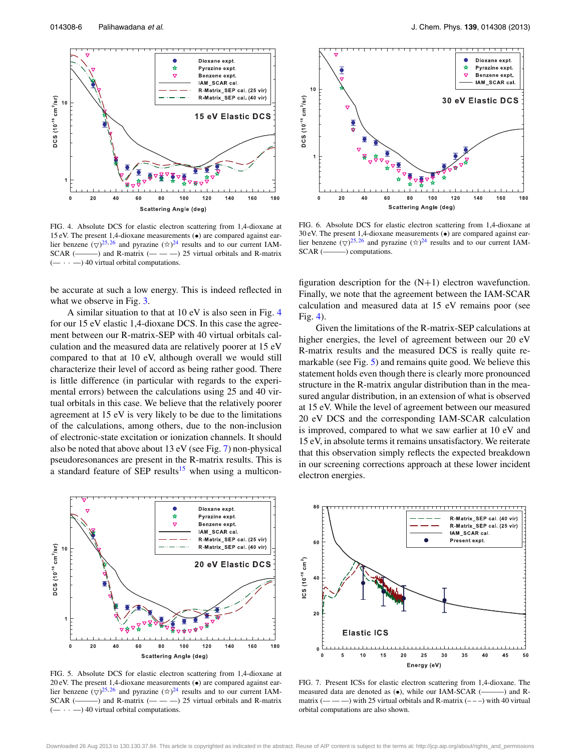FIG. 4. Absolute DCS for elastic electron scattering from 1,4-dioxane at 15 eV. The present 1,4-dioxane measurements (•) are compared against earlier benzene (▽)[25,26] and pyrazine (☆)[24] results and to our current IAM-SCAR (———) and R-matrix (— — —) 25 virtual orbitals and R-matrix (— · · —) 40 virtual orbital computations.

FIG. 6. Absolute DCS for elastic electron scattering from 1,4-dioxane at 30 eV. The present 1,4-dioxane measurements (•) are compared against earlier benzene (▽)[25,26] and pyrazine (☆)[24] results and to our current IAM-SCAR (———) computations.

be accurate at such a low energy. This is indeed reflected in what we observe in Fig. 3.

A similar situation to that at 10 eV is also seen in Fig. 4 for our 15 eV elastic 1,4-dioxane DCS. In this case the agreement between our R-matrix-SEP with 40 virtual orbitals calculation and the measured data are relatively poorer at 15 eV compared to that at 10 eV, although overall we would still characterize their level of accord as being rather good. There is little difference (in particular with regards to the experimental errors) between the calculations using 25 and 40 virtual orbitals in this case. We believe that the relatively poorer agreement at 15 eV is very likely to be due to the limitations of the calculations, among others, due to the non-inclusion of electronic-state excitation or ionization channels. It should also be noted that above about 13 eV (see Fig. 7) non-physical pseudoresonances are present in the R-matrix results. This is a standard feature of SEP results[15] when using a multiconfiguration description for the (N+1) electron wavefunction. Finally, we note that the agreement between the IAM-SCAR calculation and measured data at 15 eV remains poor (see Fig. 4).

Given the limitations of the R-matrix-SEP calculations at higher energies, the level of agreement between our 20 eV R-matrix results and the measured DCS is really quite remarkable (see Fig. 5) and remains quite good. We believe this statement holds even though there is clearly more pronounced structure in the R-matrix angular distribution than in the measured angular distribution, in an extension of what is observed at 15 eV. While the level of agreement between our measured 20 eV DCS and the corresponding IAM-SCAR calculation is improved, compared to what we saw earlier at 10 eV and 15 eV, in absolute terms it remains unsatisfactory. We reiterate that this observation simply reflects the expected breakdown in our screening corrections approach at these lower incident electron energies.

FIG. 5. Absolute DCS for elastic electron scattering from 1,4-dioxane at 20 eV. The present 1,4-dioxane measurements (•) are compared against earlier benzene (▽)[25,26] and pyrazine (☆)[24] results and to our current IAM-SCAR (———) and R-matrix (— — —) 25 virtual orbitals and R-matrix (— · · —) 40 virtual orbital computations.

FIG. 7. Present ICSs for elastic electron scattering from 1,4-dioxane. The measured data are denoted as (•), while our IAM-SCAR (———) and R-matrix (— — —) with 25 virtual orbitals and R-matrix (– – –) with 40 virtual orbital computations are also shown.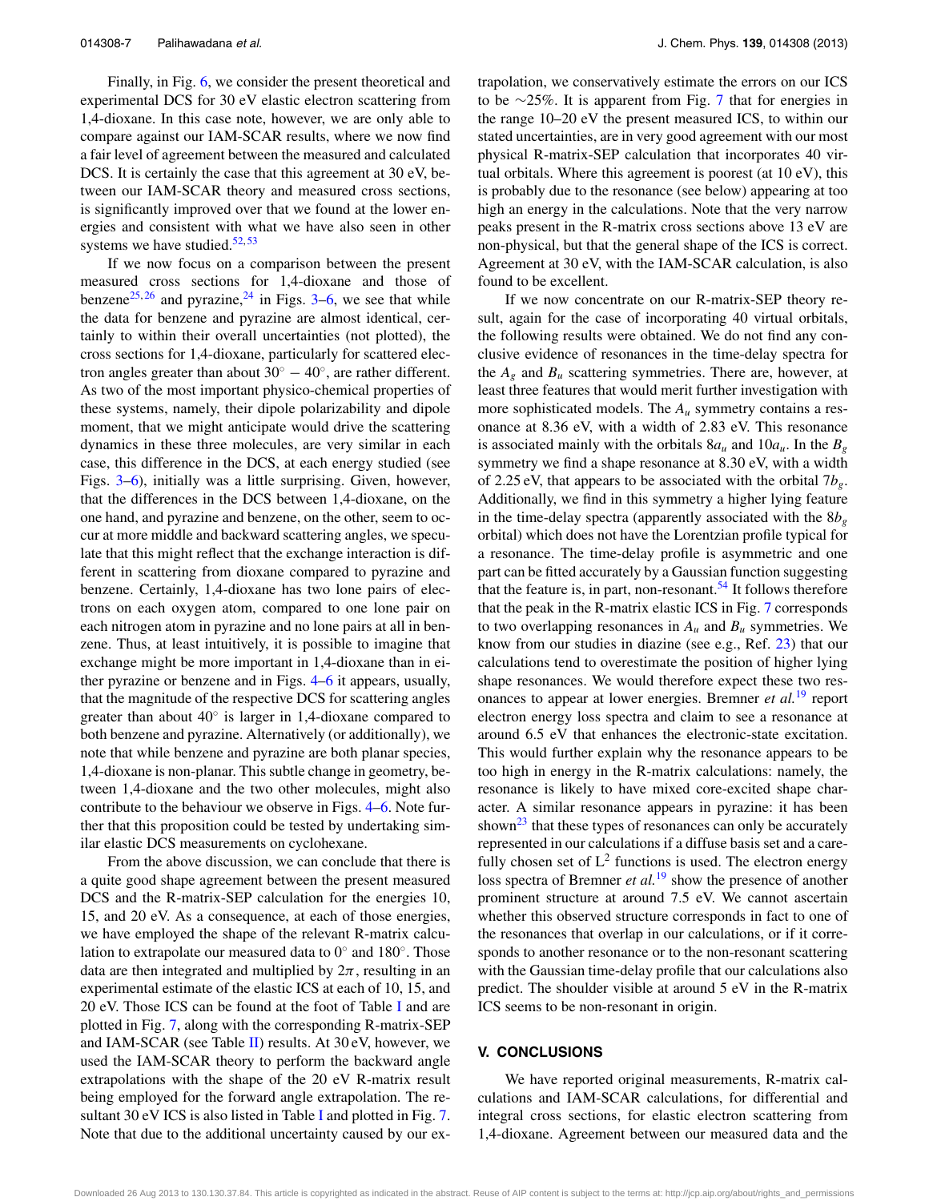Finally, in Fig. 6, we consider the present theoretical and experimental DCS for 30 eV elastic electron scattering from 1,4-dioxane. In this case note, however, we are only able to compare against our IAM-SCAR results, where we now find a fair level of agreement between the measured and calculated DCS. It is certainly the case that this agreement at 30 eV, between our IAM-SCAR theory and measured cross sections, is significantly improved over that we found at the lower energies and consistent with what we have also seen in other systems we have studied.[52,53]

If we now focus on a comparison between the present measured cross sections for 1,4-dioxane and those of benzene[25,26] and pyrazine,[24] in Figs. 3–6, we see that while the data for benzene and pyrazine are almost identical, certainly to within their overall uncertainties (not plotted), the cross sections for 1,4-dioxane, particularly for scattered electron angles greater than about $30^\circ - 40^\circ$, are rather different. As two of the most important physico-chemical properties of these systems, namely, their dipole polarizability and dipole moment, that we might anticipate would drive the scattering dynamics in these three molecules, are very similar in each case, this difference in the DCS, at each energy studied (see Figs. 3–6), initially was a little surprising. Given, however, that the differences in the DCS between 1,4-dioxane, on the one hand, and pyrazine and benzene, on the other, seem to occur at more middle and backward scattering angles, we speculate that this might reflect that the exchange interaction is different in scattering from dioxane compared to pyrazine and benzene. Certainly, 1,4-dioxane has two lone pairs of electrons on each oxygen atom, compared to one lone pair on each nitrogen atom in pyrazine and no lone pairs at all in benzene. Thus, at least intuitively, it is possible to imagine that exchange might be more important in 1,4-dioxane than in either pyrazine or benzene and in Figs. 4–6 it appears, usually, that the magnitude of the respective DCS for scattering angles greater than about $40^\circ$ is larger in 1,4-dioxane compared to both benzene and pyrazine. Alternatively (or additionally), we note that while benzene and pyrazine are both planar species, 1,4-dioxane is non-planar. This subtle change in geometry, between 1,4-dioxane and the two other molecules, might also contribute to the behaviour we observe in Figs. 4–6. Note further that this proposition could be tested by undertaking similar elastic DCS measurements on cyclohexane.

From the above discussion, we can conclude that there is a quite good shape agreement between the present measured DCS and the R-matrix-SEP calculation for the energies 10, 15, and 20 eV. As a consequence, at each of those energies, we have employed the shape of the relevant R-matrix calculation to extrapolate our measured data to $0^\circ$ and $180^\circ$. Those data are then integrated and multiplied by $2\pi$, resulting in an experimental estimate of the elastic ICS at each of 10, 15, and 20 eV. Those ICS can be found at the foot of Table I and are plotted in Fig. 7, along with the corresponding R-matrix-SEP and IAM-SCAR (see Table II) results. At 30 eV, however, we used the IAM-SCAR theory to perform the backward angle extrapolations with the shape of the 20 eV R-matrix result being employed for the forward angle extrapolation. The resultant 30 eV ICS is also listed in Table I and plotted in Fig. 7. Note that due to the additional uncertainty caused by our extrapolation, we conservatively estimate the errors on our ICS to be ~25%. It is apparent from Fig. 7 that for energies in the range 10–20 eV the present measured ICS, to within our stated uncertainties, are in very good agreement with our most physical R-matrix-SEP calculation that incorporates 40 virtual orbitals. Where this agreement is poorest (at 10 eV), this is probably due to the resonance (see below) appearing at too high an energy in the calculations. Note that the very narrow peaks present in the R-matrix cross sections above 13 eV are non-physical, but that the general shape of the ICS is correct. Agreement at 30 eV, with the IAM-SCAR calculation, is also found to be excellent.

If we now concentrate on our R-matrix-SEP theory result, again for the case of incorporating 40 virtual orbitals, the following results were obtained. We do not find any conclusive evidence of resonances in the time-delay spectra for the $A_g$ and $B_u$ scattering symmetries. There are, however, at least three features that would merit further investigation with more sophisticated models. The $A_u$ symmetry contains a resonance at 8.36 eV, with a width of 2.83 eV. This resonance is associated mainly with the orbitals $8a_u$ and $10a_u$. In the $B_g$ symmetry we find a shape resonance at 8.30 eV, with a width of 2.25 eV, that appears to be associated with the orbital $7b_g$. Additionally, we find in this symmetry a higher lying feature in the time-delay spectra (apparently associated with the $8b_g$ orbital) which does not have the Lorentzian profile typical for a resonance. The time-delay profile is asymmetric and one part can be fitted accurately by a Gaussian function suggesting that the feature is, in part, non-resonant.[54] It follows therefore that the peak in the R-matrix elastic ICS in Fig. 7 corresponds to two overlapping resonances in $A_u$ and $B_u$ symmetries. We know from our studies in diazine (see e.g., Ref. 23) that our calculations tend to overestimate the position of higher lying shape resonances. We would therefore expect these two resonances to appear at lower energies. Bremner *et al.*[19] report electron energy loss spectra and claim to see a resonance at around 6.5 eV that enhances the electronic-state excitation. This would further explain why the resonance appears to be too high in energy in the R-matrix calculations: namely, the resonance is likely to have mixed core-excited shape character. A similar resonance appears in pyrazine: it has been shown[23] that these types of resonances can only be accurately represented in our calculations if a diffuse basis set and a carefully chosen set of $L^2$ functions is used. The electron energy loss spectra of Bremner *et al.*[19] show the presence of another prominent structure at around 7.5 eV. We cannot ascertain whether this observed structure corresponds in fact to one of the resonances that overlap in our calculations, or if it corresponds to another resonance or to the non-resonant scattering with the Gaussian time-delay profile that our calculations also predict. The shoulder visible at around 5 eV in the R-matrix ICS seems to be non-resonant in origin.

## V. CONCLUSIONS

We have reported original measurements, R-matrix calculations and IAM-SCAR calculations, for differential and integral cross sections, for elastic electron scattering from 1,4-dioxane. Agreement between our measured data and the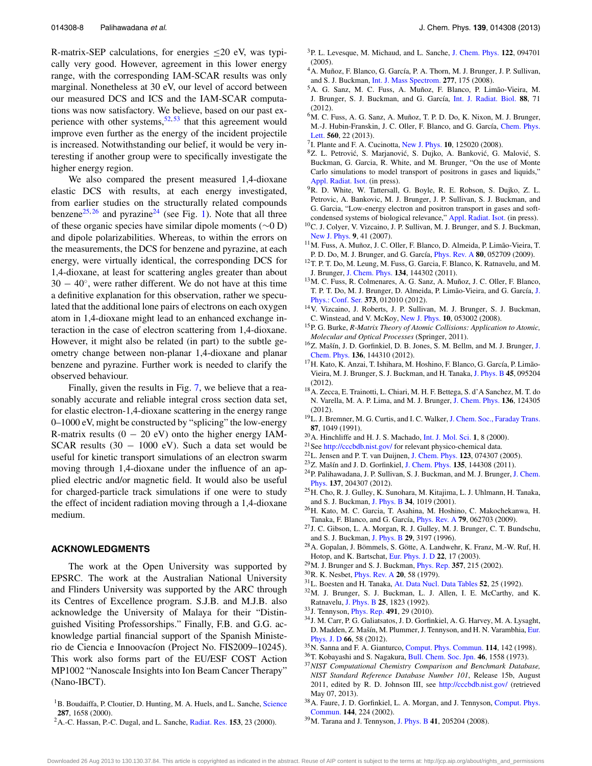R-matrix-SEP calculations, for energies ≤20 eV, was typically very good. However, agreement in this lower energy range, with the corresponding IAM-SCAR results was only marginal. Nonetheless at 30 eV, our level of accord between our measured DCS and ICS and the IAM-SCAR computations was now satisfactory. We believe, based on our past experience with other systems,[52,53] that this agreement would improve even further as the energy of the incident projectile is increased. Notwithstanding our belief, it would be very interesting if another group were to specifically investigate the higher energy region.

We also compared the present measured 1,4-dioxane elastic DCS with results, at each energy investigated, from earlier studies on the structurally related compounds benzene[25,26] and pyrazine[24] (see Fig. 1). Note that all three of these organic species have similar dipole moments (∼0 D) and dipole polarizabilities. Whereas, to within the errors on the measurements, the DCS for benzene and pyrazine, at each energy, were virtually identical, the corresponding DCS for 1,4-dioxane, at least for scattering angles greater than about $30-40°$, were rather different. We do not have at this time a definitive explanation for this observation, rather we speculated that the additional lone pairs of electrons on each oxygen atom in 1,4-dioxane might lead to an enhanced exchange interaction in the case of electron scattering from 1,4-dioxane. However, it might also be related (in part) to the subtle geometry change between non-planar 1,4-dioxane and planar benzene and pyrazine. Further work is needed to clarify the observed behaviour.

Finally, given the results in Fig. 7, we believe that a reasonably accurate and reliable integral cross section data set, for elastic electron-1,4-dioxane scattering in the energy range 0–1000 eV, might be constructed by "splicing" the low-energy R-matrix results ($0-20$ eV) onto the higher energy IAM-SCAR results ($30-1000$ eV). Such a data set would be useful for kinetic transport simulations of an electron swarm moving through 1,4-dioxane under the influence of an applied electric and/or magnetic field. It would also be useful for charged-particle track simulations if one were to study the effect of incident radiation moving through a 1,4-dioxane medium.

## ACKNOWLEDGMENTS

The work at the Open University was supported by EPSRC. The work at the Australian National University and Flinders University was supported by the ARC through its Centres of Excellence program. S.J.B. and M.J.B. also acknowledge the University of Malaya for their "Distinguished Visiting Professorships." Finally, F.B. and G.G. acknowledge partial financial support of the Spanish Ministerio de Ciencia e Innoovacíon (Project No. FIS2009–10245). This work also forms part of the EU/ESF COST Action MP1002 "Nanoscale Insights into Ion Beam Cancer Therapy" (Nano-IBCT).

[1] B. Boudaiffa, P. Cloutier, D. Hunting, M. A. Huels, and L. Sanche, Science **287**, 1658 (2000).

[2] A.-C. Hassan, P.-C. Dugal, and L. Sanche, Radiat. Res. **153**, 23 (2000).

[3] P. L. Levesque, M. Michaud, and L. Sanche, J. Chem. Phys. **122**, 094701 (2005).

[4] A. Muñoz, F. Blanco, G. García, P. A. Thorn, M. J. Brunger, J. P. Sullivan, and S. J. Buckman, Int. J. Mass Spectrom. **277**, 175 (2008).

[5] A. G. Sanz, M. C. Fuss, A. Muñoz, F. Blanco, P. Limão-Vieira, M. J. Brunger, S. J. Buckman, and G. García, Int. J. Radiat. Biol. **88**, 71 (2012).

[6] M. C. Fuss, A. G. Sanz, A. Muñoz, T. P. D. Do, K. Nixon, M. J. Brunger, M.-J. Hubin-Franskin, J. C. Oller, F. Blanco, and G. García, Chem. Phys. Lett. **560**, 22 (2013).

[7] I. Plante and F. A. Cucinotta, New J. Phys. **10**, 125020 (2008).

[8] Z. L. Petrović, S. Marjanović, S. Dujko, A. Banković, G. Malović, S. Buckman, G. Garcia, R. White, and M. Brunger, "On the use of Monte Carlo simulations to model transport of positrons in gases and liquids," Appl. Radiat. Isot. (in press).

[9] R. D. White, W. Tattersall, G. Boyle, R. E. Robson, S. Dujko, Z. L. Petrovic, A. Bankovic, M. J. Brunger, J. P. Sullivan, S. J. Buckman, and G. Garcia, "Low-energy electron and positron transport in gases and soft-condensed systems of biological relevance," Appl. Radiat. Isot. (in press).

[10] C. J. Colyer, V. Vizcaino, J. P. Sullivan, M. J. Brunger, and S. J. Buckman, New J. Phys. **9**, 41 (2007).

[11] M. Fuss, A. Muñoz, J. C. Oller, F. Blanco, D. Almeida, P. Limão-Vieira, T. P. D. Do, M. J. Brunger, and G. García, Phys. Rev. A **80**, 052709 (2009).

[12] T. P. T. Do, M. Leung, M. Fuss, G. Garcia, F. Blanco, K. Ratnavelu, and M. J. Brunger, J. Chem. Phys. **134**, 144302 (2011).

[13] M. C. Fuss, R. Colmenares, A. G. Sanz, A. Muñoz, J. C. Oller, F. Blanco, T. P. T. Do, M. J. Brunger, D. Almeida, P. Limão-Vieira, and G. García, J. Phys.: Conf. Ser. **373**, 012010 (2012).

[14] V. Vizcaino, J. Roberts, J. P. Sullivan, M. J. Brunger, S. J. Buckman, C. Winstead, and V. McKoy, New J. Phys. **10**, 053002 (2008).

[15] P. G. Burke, *R-Matrix Theory of Atomic Collisions: Application to Atomic, Molecular and Optical Processes* (Springer, 2011).

[16] Z. Mašín, J. D. Gorfinkiel, D. B. Jones, S. M. Bellm, and M. J. Brunger, J. Chem. Phys. **136**, 144310 (2012).

[17] H. Kato, K. Anzai, T. Ishihara, M. Hoshino, F. Blanco, G. García, P. Limão-Vieira, M. J. Brunger, S. J. Buckman, and H. Tanaka, J. Phys. B **45**, 095204 (2012).

[18] A. Zecca, E. Trainotti, L. Chiari, M. H. F. Bettega, S. d'A Sanchez, M. T. do N. Varella, M. A. P. Lima, and M. J. Brunger, J. Chem. Phys. **136**, 124305 (2012).

[19] L. J. Bremner, M. G. Curtis, and I. C. Walker, J. Chem. Soc., Faraday Trans. **87**, 1049 (1991).

[20] A. Hinchliffe and H. J. S. Machado, Int. J. Mol. Sci. **1**, 8 (2000).

[21] See http://cccbdb.nist.gov/ for relevant physico-chemical data.

[22] L. Jensen and P. T. van Duijnen, J. Chem. Phys. **123**, 074307 (2005).

[23] Z. Mašín and J. D. Gorfinkiel, J. Chem. Phys. **135**, 144308 (2011).

[24] P. Palihawadana, J. P. Sullivan, S. J. Buckman, and M. J. Brunger, J. Chem. Phys. **137**, 204307 (2012).

[25] H. Cho, R. J. Gulley, K. Sunohara, M. Kitajima, L. J. Uhlmann, H. Tanaka, and S. J. Buckman, J. Phys. B **34**, 1019 (2001).

[26] H. Kato, M. C. Garcia, T. Asahina, M. Hoshino, C. Makochekanwa, H. Tanaka, F. Blanco, and G. García, Phys. Rev. A **79**, 062703 (2009).

[27] J. C. Gibson, L. A. Morgan, R. J. Gulley, M. J. Brunger, C. T. Bundschu, and S. J. Buckman, J. Phys. B **29**, 3197 (1996).

[28] A. Gopalan, J. Bömmels, S. Götte, A. Landwehr, K. Franz, M.-W. Ruf, H. Hotop, and K. Bartschat, Eur. Phys. J. D **22**, 17 (2003).

[29] M. J. Brunger and S. J. Buckman, Phys. Rep. **357**, 215 (2002).

[30] R. K. Nesbet, Phys. Rev. A **20**, 58 (1979).

[31] L. Boesten and H. Tanaka, At. Data Nucl. Data Tables **52**, 25 (1992).

[32] M. J. Brunger, S. J. Buckman, L. J. Allen, I. E. McCarthy, and K. Ratnavelu, J. Phys. B **25**, 1823 (1992).

[33] J. Tennyson, Phys. Rep. **491**, 29 (2010).

[34] J. M. Carr, P. G. Galiatsatos, J. D. Gorfinkiel, A. G. Harvey, M. A. Lysaght, D. Madden, Z. Mašín, M. Plummer, J. Tennyson, and H. N. Varambhia, Eur. Phys. J. D **66**, 58 (2012).

[35] N. Sanna and F. A. Gianturco, Comput. Phys. Commun. **114**, 142 (1998).

[36] T. Kobayashi and S. Nagakura, Bull. Chem. Soc. Jpn. **46**, 1558 (1973).

[37] *NIST Computational Chemistry Comparison and Benchmark Database, NIST Standard Reference Database Number 101*, Release 15b, August 2011, edited by R. D. Johnson III, see http://cccbdb.nist.gov/ (retrieved May 07, 2013).

[38] A. Faure, J. D. Gorfinkiel, L. A. Morgan, and J. Tennyson, Comput. Phys. Commun. **144**, 224 (2002).

[39] M. Tarana and J. Tennyson, J. Phys. B **41**, 205204 (2008).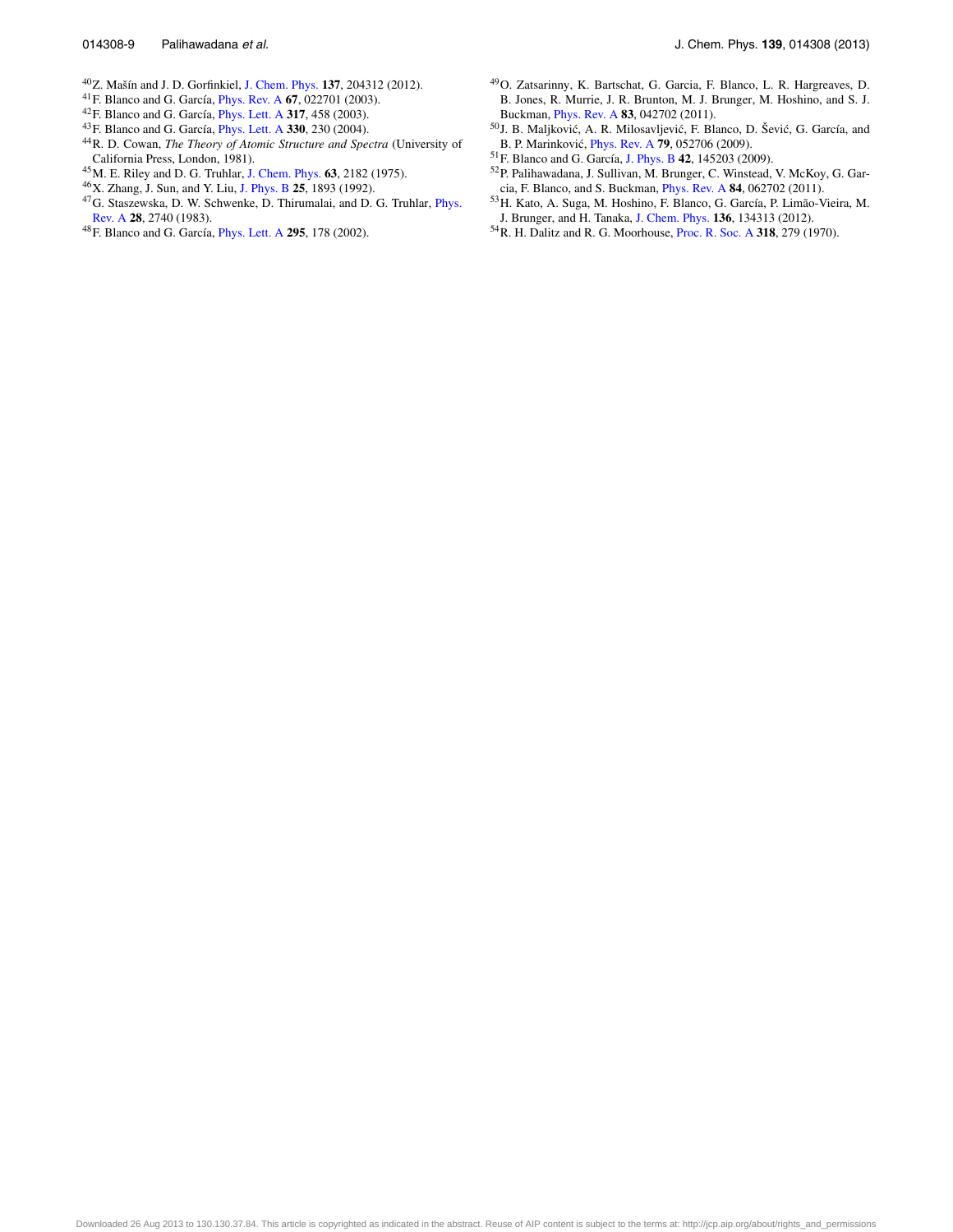[40] Z. Mašín and J. D. Gorfinkiel, J. Chem. Phys. **137**, 204312 (2012).

[41] F. Blanco and G. García, Phys. Rev. A **67**, 022701 (2003).

[42] F. Blanco and G. García, Phys. Lett. A **317**, 458 (2003).

[43] F. Blanco and G. García, Phys. Lett. A **330**, 230 (2004).

[44] R. D. Cowan, *The Theory of Atomic Structure and Spectra* (University of California Press, London, 1981).

[45] M. E. Riley and D. G. Truhlar, J. Chem. Phys. **63**, 2182 (1975).

[46] X. Zhang, J. Sun, and Y. Liu, J. Phys. B **25**, 1893 (1992).

[47] G. Staszewska, D. W. Schwenke, D. Thirumalai, and D. G. Truhlar, Phys. Rev. A **28**, 2740 (1983).

[48] F. Blanco and G. García, Phys. Lett. A **295**, 178 (2002).

[49] O. Zatsarinny, K. Bartschat, G. Garcia, F. Blanco, L. R. Hargreaves, D. B. Jones, R. Murrie, J. R. Brunton, M. J. Brunger, M. Hoshino, and S. J. Buckman, Phys. Rev. A **83**, 042702 (2011).

[50] J. B. Maljković, A. R. Milosavljević, F. Blanco, D. Šević, G. García, and B. P. Marinković, Phys. Rev. A **79**, 052706 (2009).

[51] F. Blanco and G. García, J. Phys. B **42**, 145203 (2009).

[52] P. Palihawadana, J. Sullivan, M. Brunger, C. Winstead, V. McKoy, G. Garcia, F. Blanco, and S. Buckman, Phys. Rev. A **84**, 062702 (2011).

[53] H. Kato, A. Suga, M. Hoshino, F. Blanco, G. García, P. Limão-Vieira, M. J. Brunger, and H. Tanaka, J. Chem. Phys. **136**, 134313 (2012).

[54] R. H. Dalitz and R. G. Moorhouse, Proc. R. Soc. A **318**, 279 (1970).